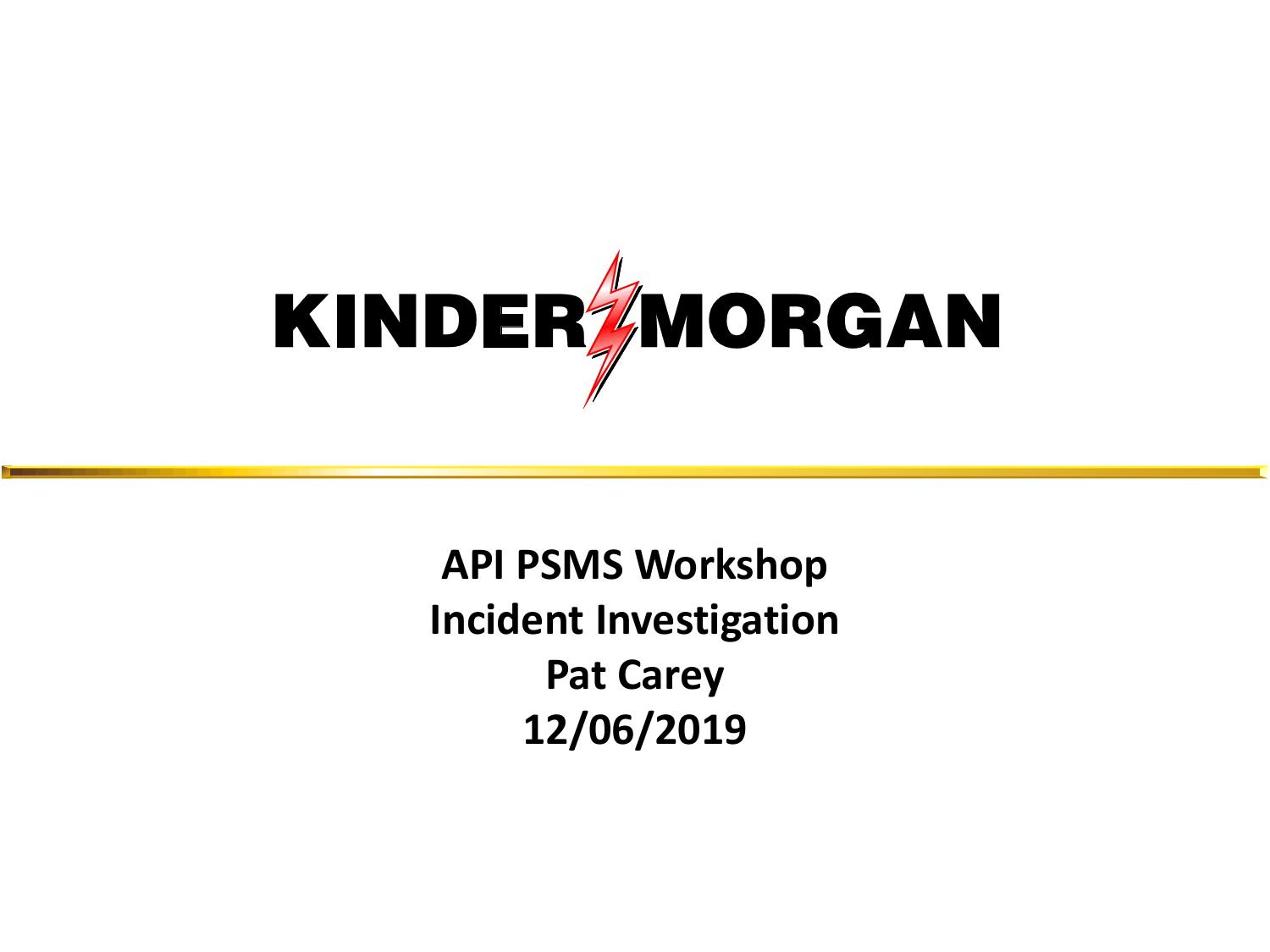# KINDER MORGAN

**API PSMS Workshop**
**Incident Investigation**
**Pat Carey**
**12/06/2019**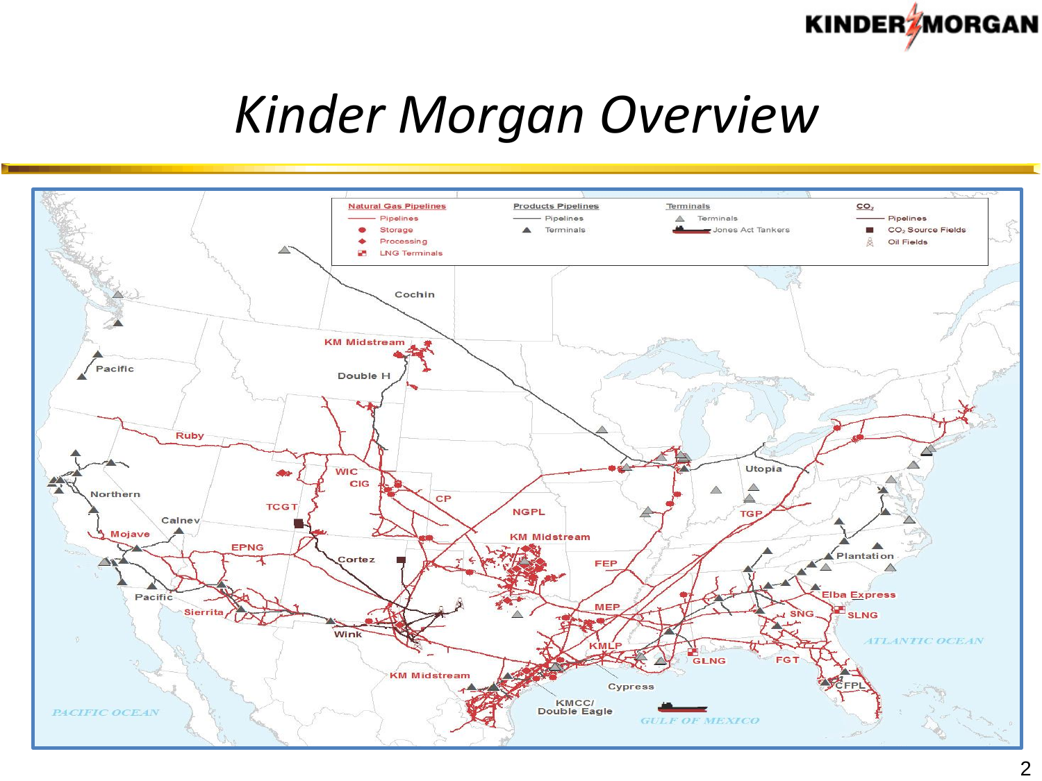# Kinder Morgan Overview

**Natural Gas Pipelines**
- Pipelines
- Storage
- Processing
- LNG Terminals

**Products Pipelines**
- Pipelines
- Terminals

**Terminals**
- Terminals
- Jones Act Tankers

**$CO_2$**
- Pipelines
- $CO_2$ Source Fields
- Oil Fields

Cochin, KM Midstream, Double H, Pacific, Ruby, WIC, CIG, CP, TCGT, NGPL, Northern, Calnev, Mojave, EPNG, KM Midstream, Cortez, FEP, Utopia, TGP, Plantation, Pacific, Sierrita, Wink, MEP, Elba Express, SNG, SLNG, KMLP, GLNG, FGT, KM Midstream, Cypress, CFPL, KMCC/ Double Eagle, PACIFIC OCEAN, GULF OF MEXICO, ATLANTIC OCEAN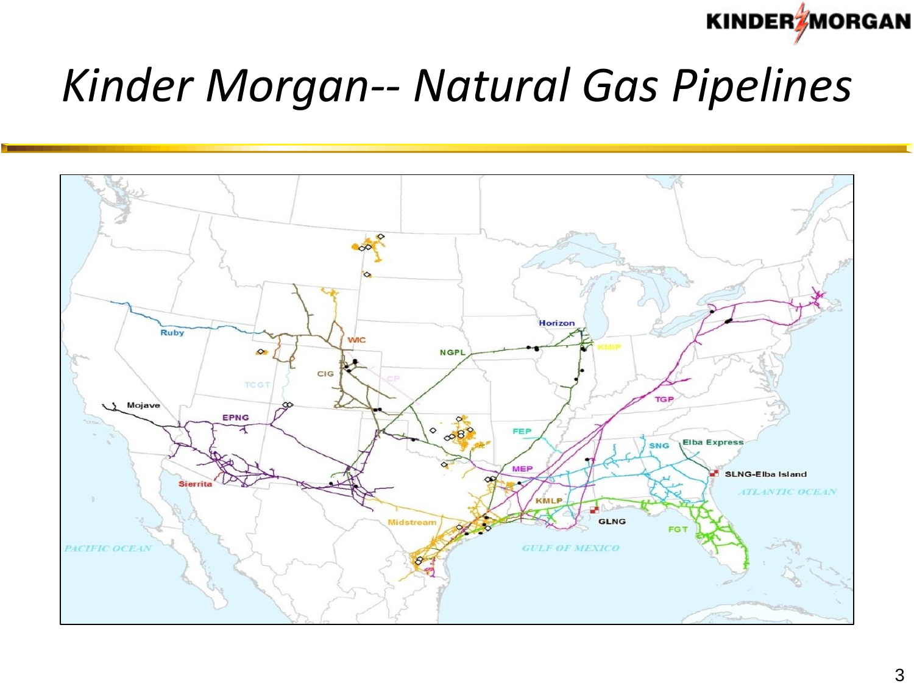# Kinder Morgan-- Natural Gas Pipelines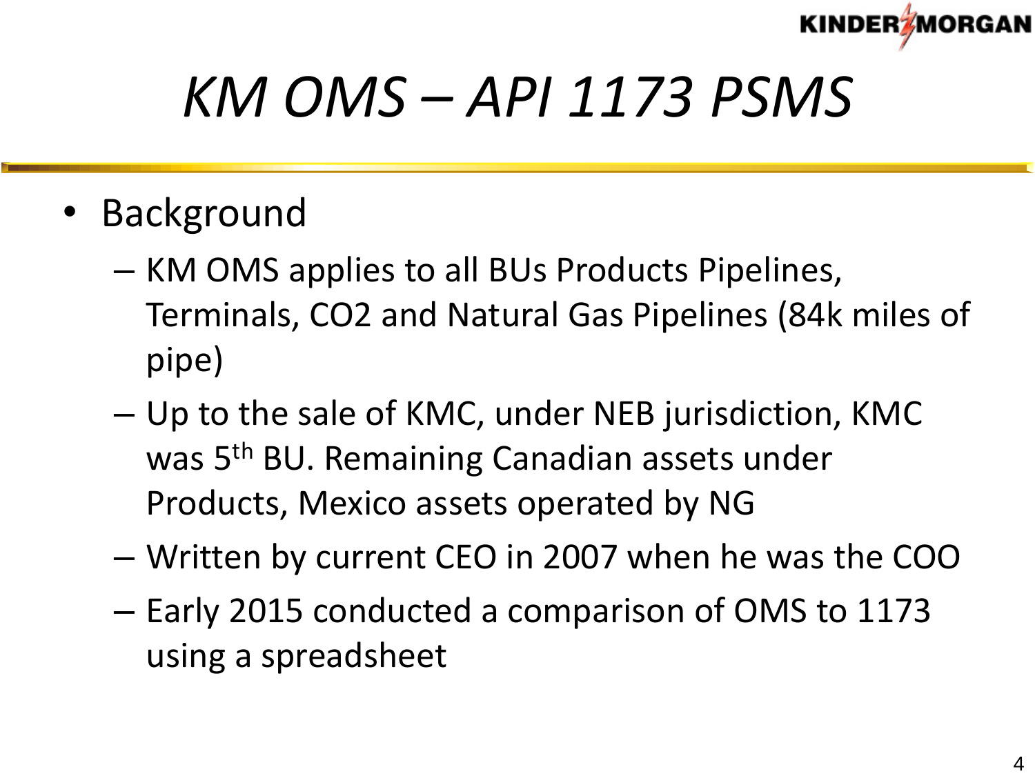# *KM OMS – API 1173 PSMS*

- Background
  - KM OMS applies to all BUs Products Pipelines, Terminals, CO2 and Natural Gas Pipelines (84k miles of pipe)
  - Up to the sale of KMC, under NEB jurisdiction, KMC was 5th BU. Remaining Canadian assets under Products, Mexico assets operated by NG
  - Written by current CEO in 2007 when he was the COO
  - Early 2015 conducted a comparison of OMS to 1173 using a spreadsheet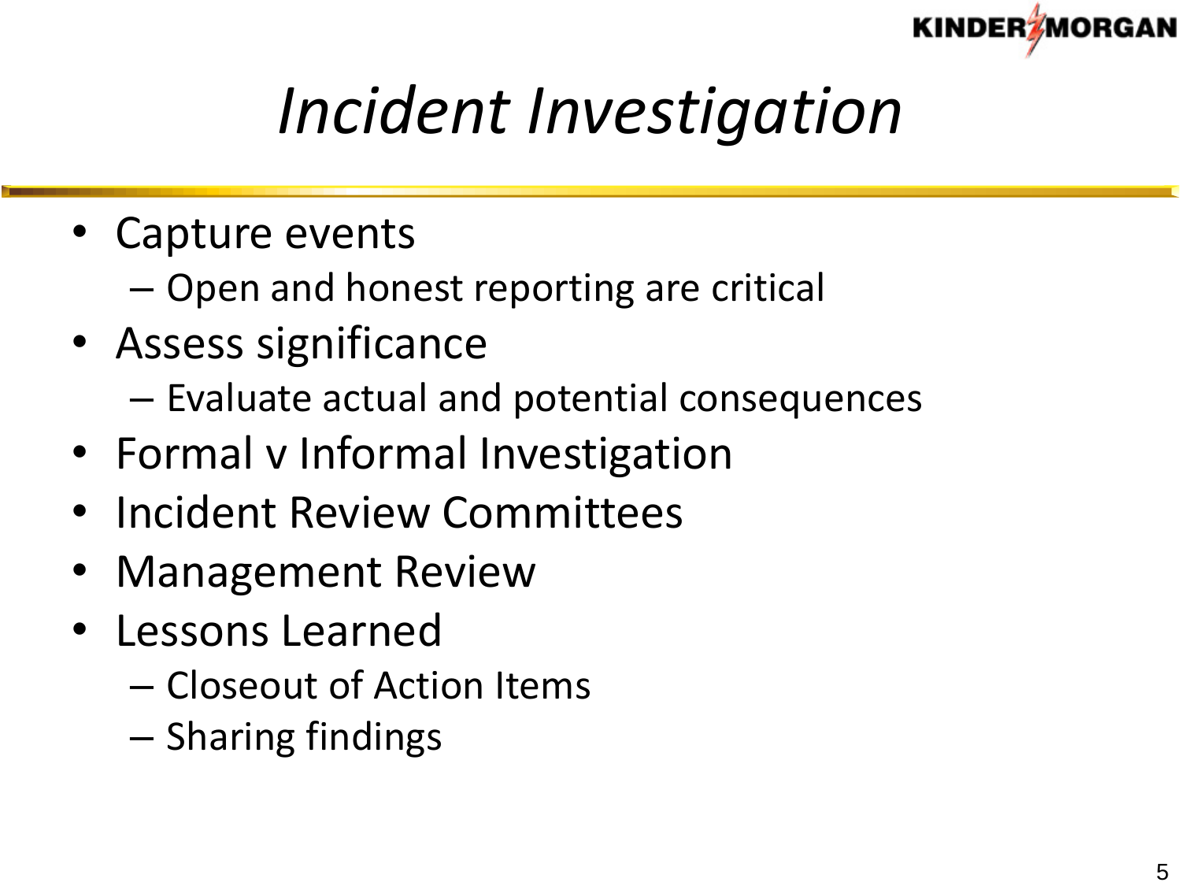# *Incident Investigation*

- Capture events
  - Open and honest reporting are critical
- Assess significance
  - Evaluate actual and potential consequences
- Formal v Informal Investigation
- Incident Review Committees
- Management Review
- Lessons Learned
  - Closeout of Action Items
  - Sharing findings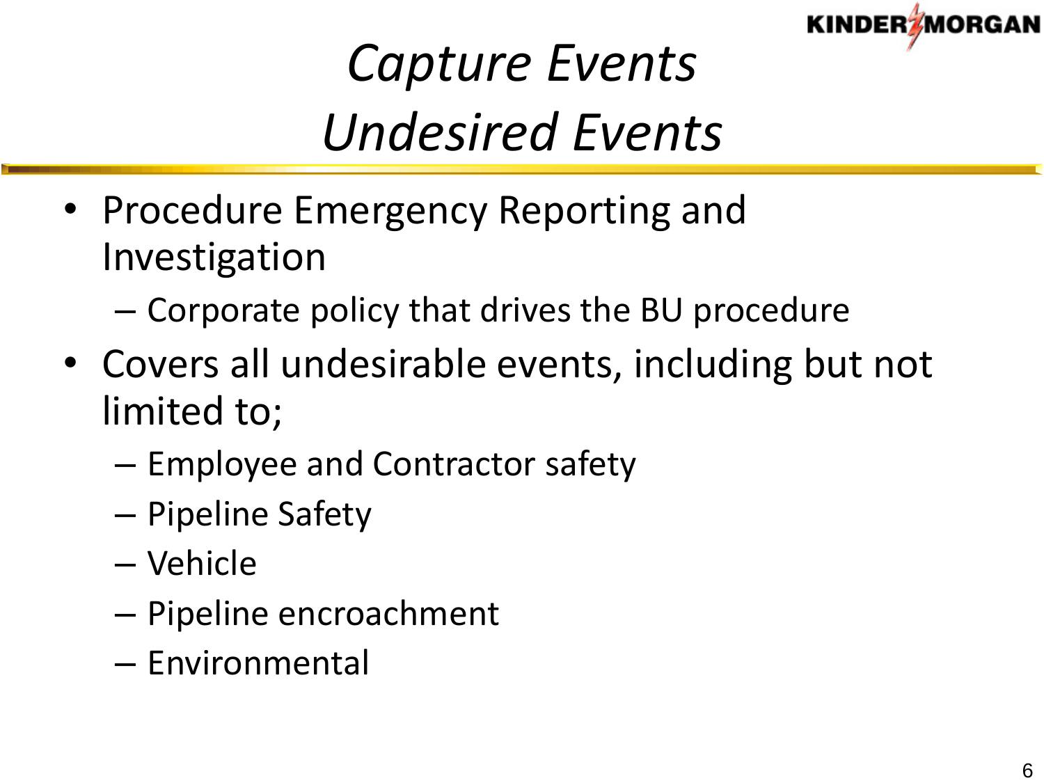# *Capture Events*
# *Undesired Events*

- Procedure Emergency Reporting and Investigation
  - Corporate policy that drives the BU procedure
- Covers all undesirable events, including but not limited to;
  - Employee and Contractor safety
  - Pipeline Safety
  - Vehicle
  - Pipeline encroachment
  - Environmental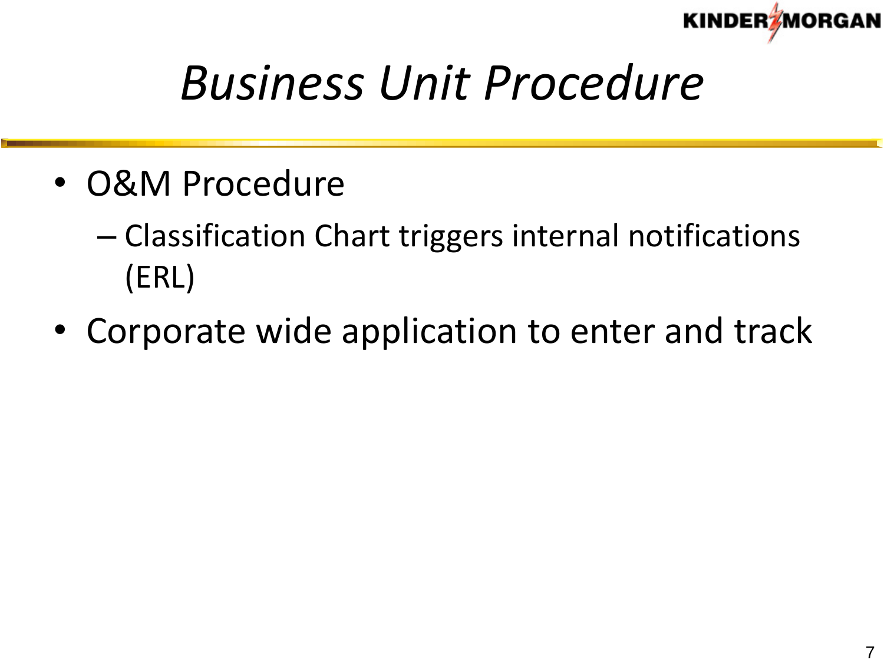# *Business Unit Procedure*

- O&M Procedure
  - Classification Chart triggers internal notifications (ERL)
- Corporate wide application to enter and track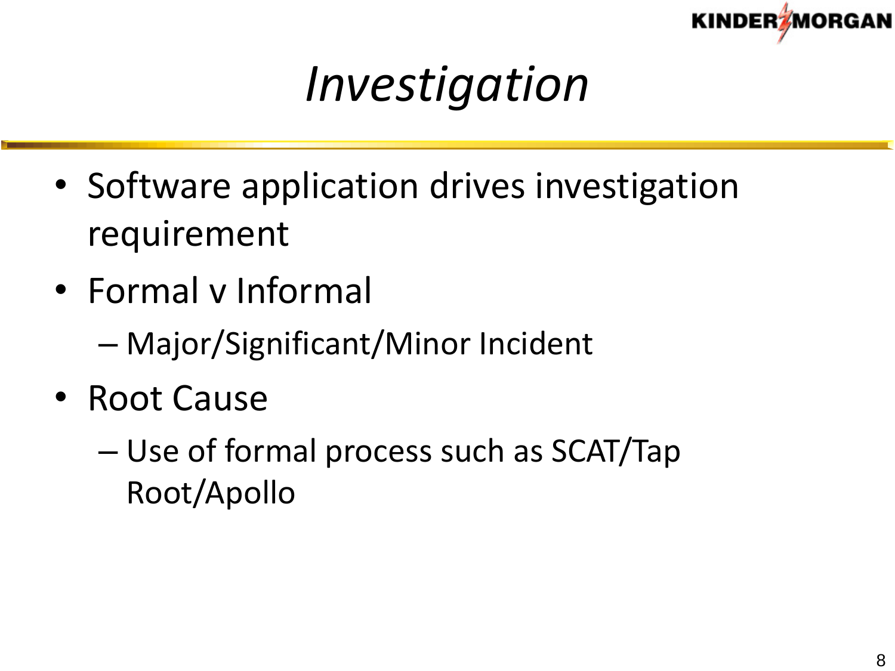# *Investigation*

- Software application drives investigation requirement
- Formal v Informal
  - Major/Significant/Minor Incident
- Root Cause
  - Use of formal process such as SCAT/Tap Root/Apollo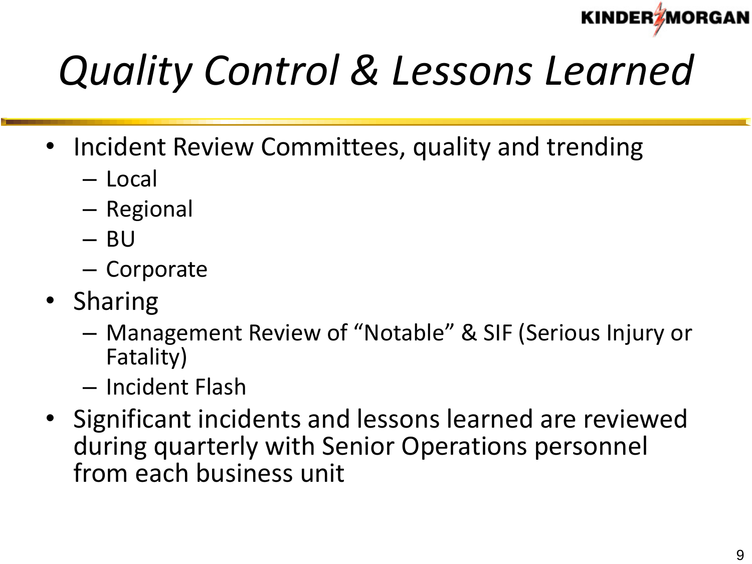# *Quality Control & Lessons Learned*

- Incident Review Committees, quality and trending
  - Local
  - Regional
  - BU
  - Corporate
- Sharing
  - Management Review of "Notable" & SIF (Serious Injury or Fatality)
  - Incident Flash
- Significant incidents and lessons learned are reviewed during quarterly with Senior Operations personnel from each business unit